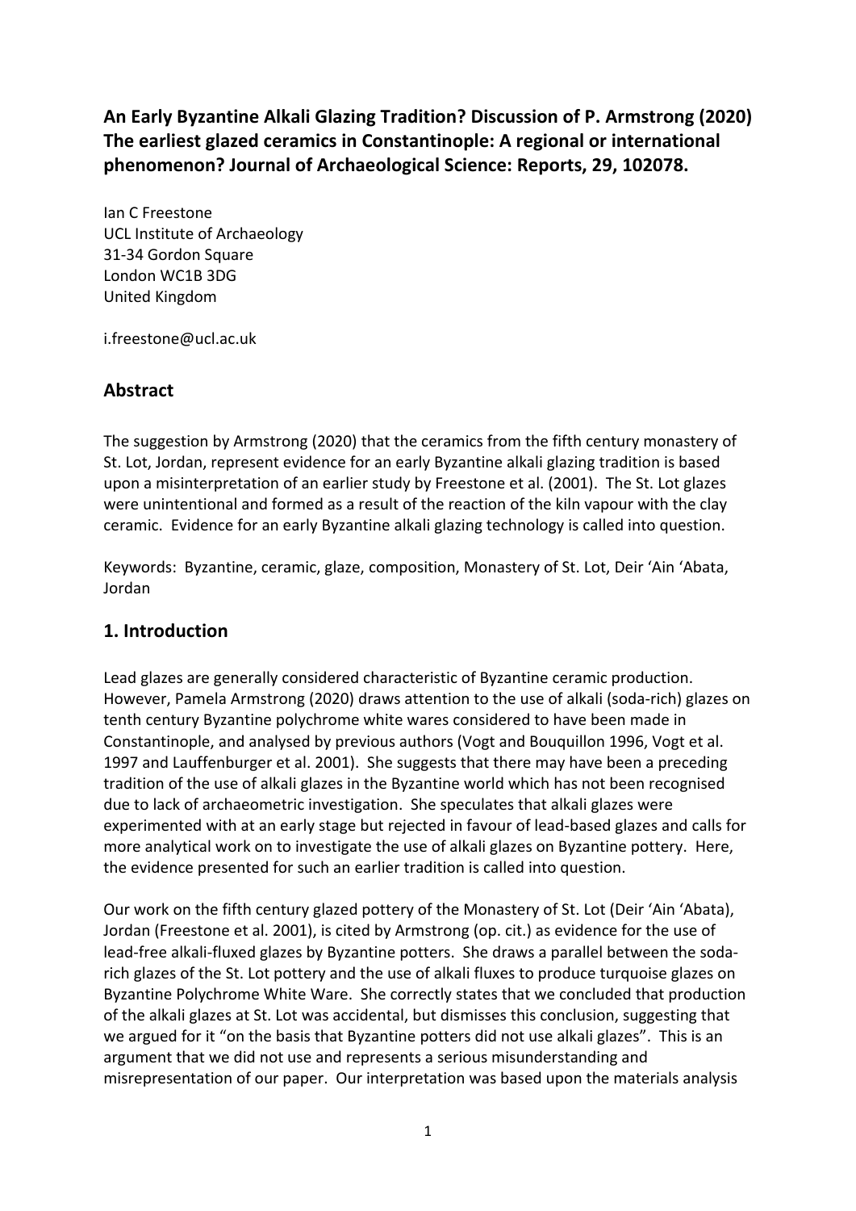# An Early Byzantine Alkali Glazing Tradition? Discussion of P. Armstrong (2020) The earliest glazed ceramics in Constantinople: A regional or international phenomenon? Journal of Archaeological Science: Reports, 29, 102078.

Ian C Freestone
UCL Institute of Archaeology
31-34 Gordon Square
London WC1B 3DG
United Kingdom

i.freestone@ucl.ac.uk

## Abstract

The suggestion by Armstrong (2020) that the ceramics from the fifth century monastery of St. Lot, Jordan, represent evidence for an early Byzantine alkali glazing tradition is based upon a misinterpretation of an earlier study by Freestone et al. (2001). The St. Lot glazes were unintentional and formed as a result of the reaction of the kiln vapour with the clay ceramic. Evidence for an early Byzantine alkali glazing technology is called into question.

Keywords: Byzantine, ceramic, glaze, composition, Monastery of St. Lot, Deir 'Ain 'Abata, Jordan

## 1. Introduction

Lead glazes are generally considered characteristic of Byzantine ceramic production. However, Pamela Armstrong (2020) draws attention to the use of alkali (soda-rich) glazes on tenth century Byzantine polychrome white wares considered to have been made in Constantinople, and analysed by previous authors (Vogt and Bouquillon 1996, Vogt et al. 1997 and Lauffenburger et al. 2001). She suggests that there may have been a preceding tradition of the use of alkali glazes in the Byzantine world which has not been recognised due to lack of archaeometric investigation. She speculates that alkali glazes were experimented with at an early stage but rejected in favour of lead-based glazes and calls for more analytical work on to investigate the use of alkali glazes on Byzantine pottery. Here, the evidence presented for such an earlier tradition is called into question.

Our work on the fifth century glazed pottery of the Monastery of St. Lot (Deir 'Ain 'Abata), Jordan (Freestone et al. 2001), is cited by Armstrong (op. cit.) as evidence for the use of lead-free alkali-fluxed glazes by Byzantine potters. She draws a parallel between the soda-rich glazes of the St. Lot pottery and the use of alkali fluxes to produce turquoise glazes on Byzantine Polychrome White Ware. She correctly states that we concluded that production of the alkali glazes at St. Lot was accidental, but dismisses this conclusion, suggesting that we argued for it "on the basis that Byzantine potters did not use alkali glazes". This is an argument that we did not use and represents a serious misunderstanding and misrepresentation of our paper. Our interpretation was based upon the materials analysis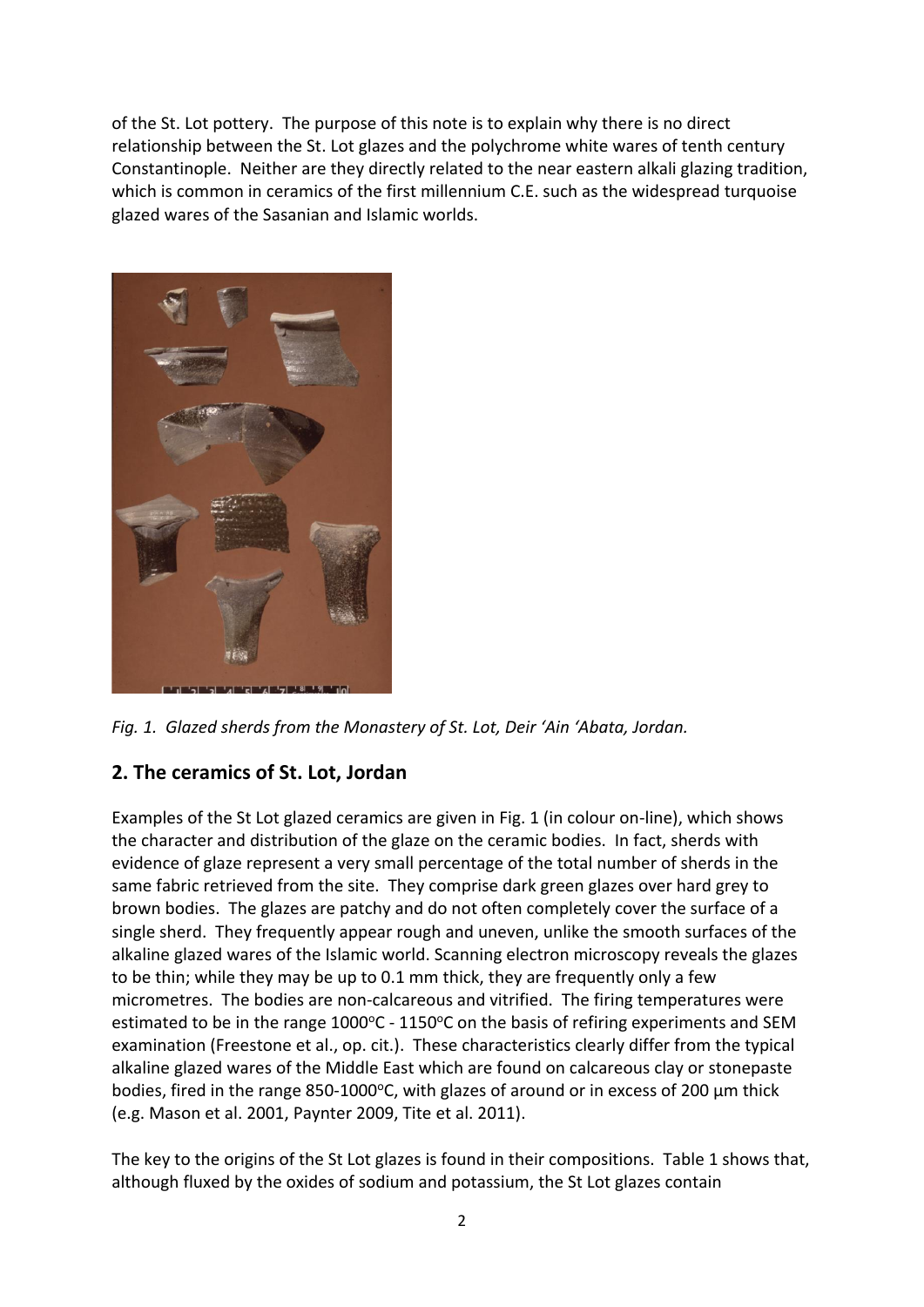of the St. Lot pottery. The purpose of this note is to explain why there is no direct relationship between the St. Lot glazes and the polychrome white wares of tenth century Constantinople. Neither are they directly related to the near eastern alkali glazing tradition, which is common in ceramics of the first millennium C.E. such as the widespread turquoise glazed wares of the Sasanian and Islamic worlds.

*Fig. 1. Glazed sherds from the Monastery of St. Lot, Deir 'Ain 'Abata, Jordan.*

## 2. The ceramics of St. Lot, Jordan

Examples of the St Lot glazed ceramics are given in Fig. 1 (in colour on-line), which shows the character and distribution of the glaze on the ceramic bodies. In fact, sherds with evidence of glaze represent a very small percentage of the total number of sherds in the same fabric retrieved from the site. They comprise dark green glazes over hard grey to brown bodies. The glazes are patchy and do not often completely cover the surface of a single sherd. They frequently appear rough and uneven, unlike the smooth surfaces of the alkaline glazed wares of the Islamic world. Scanning electron microscopy reveals the glazes to be thin; while they may be up to 0.1 mm thick, they are frequently only a few micrometres. The bodies are non-calcareous and vitrified. The firing temperatures were estimated to be in the range 1000°C - 1150°C on the basis of refiring experiments and SEM examination (Freestone et al., op. cit.). These characteristics clearly differ from the typical alkaline glazed wares of the Middle East which are found on calcareous clay or stonepaste bodies, fired in the range 850-1000°C, with glazes of around or in excess of 200 μm thick (e.g. Mason et al. 2001, Paynter 2009, Tite et al. 2011).

The key to the origins of the St Lot glazes is found in their compositions. Table 1 shows that, although fluxed by the oxides of sodium and potassium, the St Lot glazes contain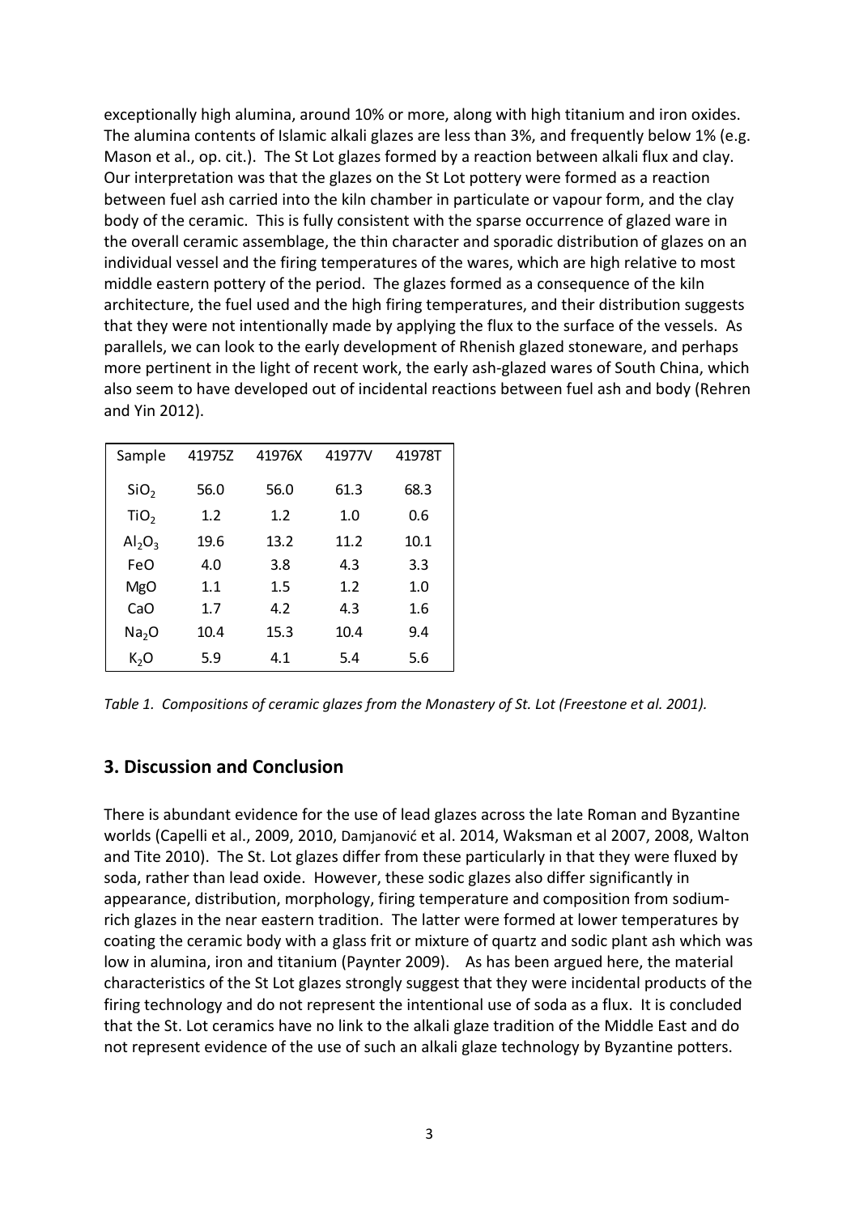exceptionally high alumina, around 10% or more, along with high titanium and iron oxides. The alumina contents of Islamic alkali glazes are less than 3%, and frequently below 1% (e.g. Mason et al., op. cit.). The St Lot glazes formed by a reaction between alkali flux and clay. Our interpretation was that the glazes on the St Lot pottery were formed as a reaction between fuel ash carried into the kiln chamber in particulate or vapour form, and the clay body of the ceramic. This is fully consistent with the sparse occurrence of glazed ware in the overall ceramic assemblage, the thin character and sporadic distribution of glazes on an individual vessel and the firing temperatures of the wares, which are high relative to most middle eastern pottery of the period. The glazes formed as a consequence of the kiln architecture, the fuel used and the high firing temperatures, and their distribution suggests that they were not intentionally made by applying the flux to the surface of the vessels. As parallels, we can look to the early development of Rhenish glazed stoneware, and perhaps more pertinent in the light of recent work, the early ash-glazed wares of South China, which also seem to have developed out of incidental reactions between fuel ash and body (Rehren and Yin 2012).

| Sample | 41975Z | 41976X | 41977V | 41978T |
|---|---|---|---|---|
| $SiO_2$ | 56.0 | 56.0 | 61.3 | 68.3 |
| $TiO_2$ | 1.2 | 1.2 | 1.0 | 0.6 |
| $Al_2O_3$ | 19.6 | 13.2 | 11.2 | 10.1 |
| FeO | 4.0 | 3.8 | 4.3 | 3.3 |
| MgO | 1.1 | 1.5 | 1.2 | 1.0 |
| CaO | 1.7 | 4.2 | 4.3 | 1.6 |
| $Na_2O$ | 10.4 | 15.3 | 10.4 | 9.4 |
| $K_2O$ | 5.9 | 4.1 | 5.4 | 5.6 |

*Table 1. Compositions of ceramic glazes from the Monastery of St. Lot (Freestone et al. 2001).*

## 3. Discussion and Conclusion

There is abundant evidence for the use of lead glazes across the late Roman and Byzantine worlds (Capelli et al., 2009, 2010, Damjanović et al. 2014, Waksman et al 2007, 2008, Walton and Tite 2010). The St. Lot glazes differ from these particularly in that they were fluxed by soda, rather than lead oxide. However, these sodic glazes also differ significantly in appearance, distribution, morphology, firing temperature and composition from sodium-rich glazes in the near eastern tradition. The latter were formed at lower temperatures by coating the ceramic body with a glass frit or mixture of quartz and sodic plant ash which was low in alumina, iron and titanium (Paynter 2009). As has been argued here, the material characteristics of the St Lot glazes strongly suggest that they were incidental products of the firing technology and do not represent the intentional use of soda as a flux. It is concluded that the St. Lot ceramics have no link to the alkali glaze tradition of the Middle East and do not represent evidence of the use of such an alkali glaze technology by Byzantine potters.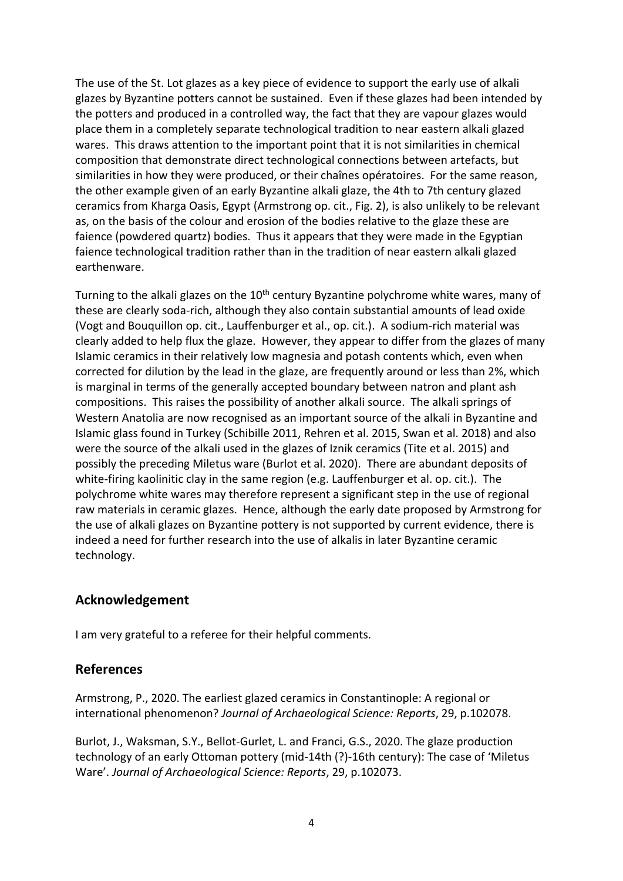The use of the St. Lot glazes as a key piece of evidence to support the early use of alkali glazes by Byzantine potters cannot be sustained. Even if these glazes had been intended by the potters and produced in a controlled way, the fact that they are vapour glazes would place them in a completely separate technological tradition to near eastern alkali glazed wares. This draws attention to the important point that it is not similarities in chemical composition that demonstrate direct technological connections between artefacts, but similarities in how they were produced, or their chaînes opératoires. For the same reason, the other example given of an early Byzantine alkali glaze, the 4th to 7th century glazed ceramics from Kharga Oasis, Egypt (Armstrong op. cit., Fig. 2), is also unlikely to be relevant as, on the basis of the colour and erosion of the bodies relative to the glaze these are faience (powdered quartz) bodies. Thus it appears that they were made in the Egyptian faience technological tradition rather than in the tradition of near eastern alkali glazed earthenware.

Turning to the alkali glazes on the 10th century Byzantine polychrome white wares, many of these are clearly soda-rich, although they also contain substantial amounts of lead oxide (Vogt and Bouquillon op. cit., Lauffenburger et al., op. cit.). A sodium-rich material was clearly added to help flux the glaze. However, they appear to differ from the glazes of many Islamic ceramics in their relatively low magnesia and potash contents which, even when corrected for dilution by the lead in the glaze, are frequently around or less than 2%, which is marginal in terms of the generally accepted boundary between natron and plant ash compositions. This raises the possibility of another alkali source. The alkali springs of Western Anatolia are now recognised as an important source of the alkali in Byzantine and Islamic glass found in Turkey (Schibille 2011, Rehren et al. 2015, Swan et al. 2018) and also were the source of the alkali used in the glazes of Iznik ceramics (Tite et al. 2015) and possibly the preceding Miletus ware (Burlot et al. 2020). There are abundant deposits of white-firing kaolinitic clay in the same region (e.g. Lauffenburger et al. op. cit.). The polychrome white wares may therefore represent a significant step in the use of regional raw materials in ceramic glazes. Hence, although the early date proposed by Armstrong for the use of alkali glazes on Byzantine pottery is not supported by current evidence, there is indeed a need for further research into the use of alkalis in later Byzantine ceramic technology.

## Acknowledgement

I am very grateful to a referee for their helpful comments.

## References

Armstrong, P., 2020. The earliest glazed ceramics in Constantinople: A regional or international phenomenon? *Journal of Archaeological Science: Reports*, 29, p.102078.

Burlot, J., Waksman, S.Y., Bellot-Gurlet, L. and Franci, G.S., 2020. The glaze production technology of an early Ottoman pottery (mid-14th (?)-16th century): The case of 'Miletus Ware'. *Journal of Archaeological Science: Reports*, 29, p.102073.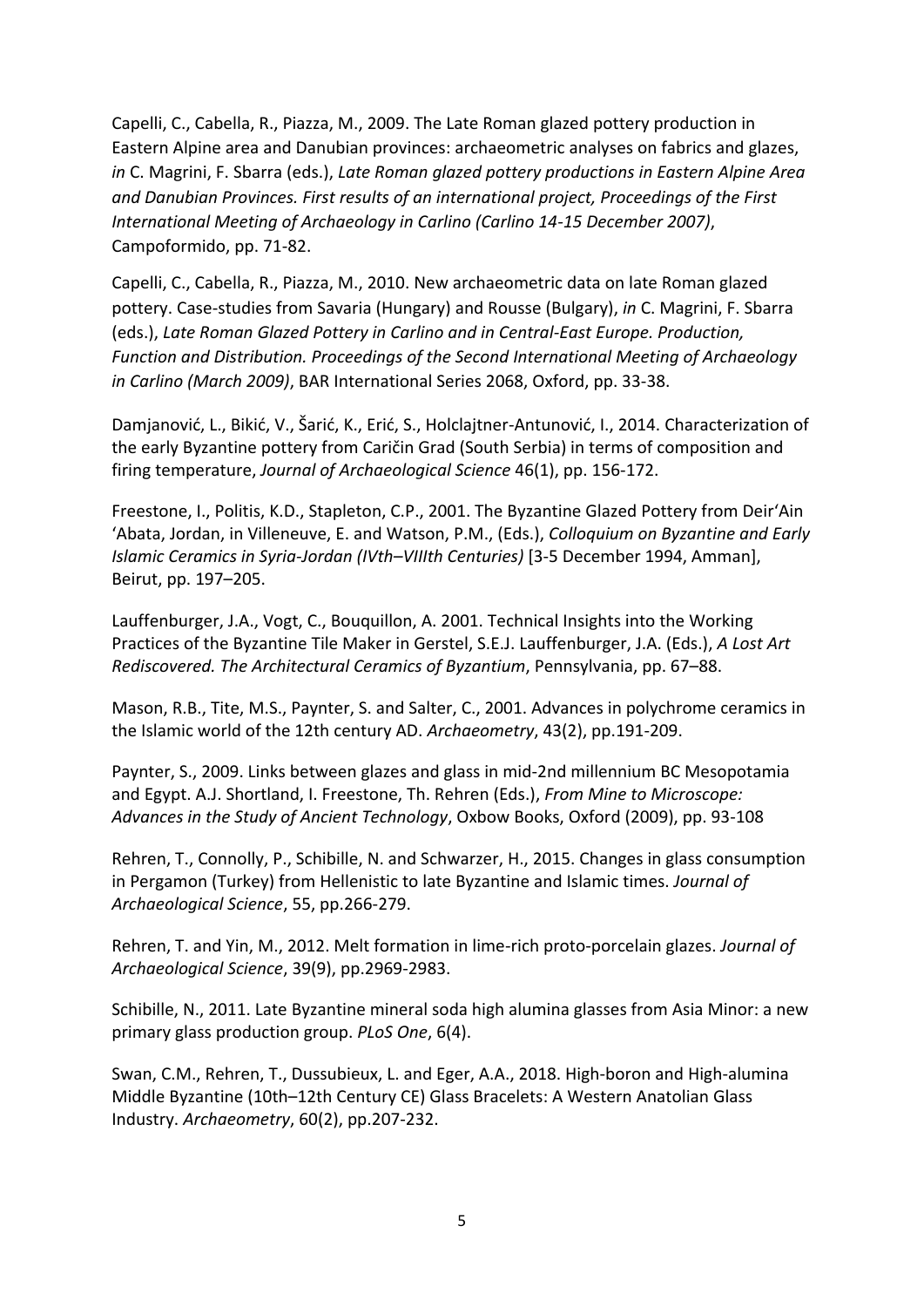Capelli, C., Cabella, R., Piazza, M., 2009. The Late Roman glazed pottery production in Eastern Alpine area and Danubian provinces: archaeometric analyses on fabrics and glazes, *in* C. Magrini, F. Sbarra (eds.), *Late Roman glazed pottery productions in Eastern Alpine Area and Danubian Provinces. First results of an international project, Proceedings of the First International Meeting of Archaeology in Carlino (Carlino 14-15 December 2007)*, Campoformido, pp. 71-82.

Capelli, C., Cabella, R., Piazza, M., 2010. New archaeometric data on late Roman glazed pottery. Case-studies from Savaria (Hungary) and Rousse (Bulgary), *in* C. Magrini, F. Sbarra (eds.), *Late Roman Glazed Pottery in Carlino and in Central-East Europe. Production, Function and Distribution. Proceedings of the Second International Meeting of Archaeology in Carlino (March 2009)*, BAR International Series 2068, Oxford, pp. 33-38.

Damjanović, L., Bikić, V., Šarić, K., Erić, S., Holclajtner-Antunović, I., 2014. Characterization of the early Byzantine pottery from Caričin Grad (South Serbia) in terms of composition and firing temperature, *Journal of Archaeological Science* 46(1), pp. 156-172.

Freestone, I., Politis, K.D., Stapleton, C.P., 2001. The Byzantine Glazed Pottery from Deir'Ain 'Abata, Jordan, in Villeneuve, E. and Watson, P.M., (Eds.), *Colloquium on Byzantine and Early Islamic Ceramics in Syria-Jordan (IVth–VIIIth Centuries)* [3-5 December 1994, Amman], Beirut, pp. 197–205.

Lauffenburger, J.A., Vogt, C., Bouquillon, A. 2001. Technical Insights into the Working Practices of the Byzantine Tile Maker in Gerstel, S.E.J. Lauffenburger, J.A. (Eds.), *A Lost Art Rediscovered. The Architectural Ceramics of Byzantium*, Pennsylvania, pp. 67–88.

Mason, R.B., Tite, M.S., Paynter, S. and Salter, C., 2001. Advances in polychrome ceramics in the Islamic world of the 12th century AD. *Archaeometry*, 43(2), pp.191-209.

Paynter, S., 2009. Links between glazes and glass in mid-2nd millennium BC Mesopotamia and Egypt. A.J. Shortland, I. Freestone, Th. Rehren (Eds.), *From Mine to Microscope: Advances in the Study of Ancient Technology*, Oxbow Books, Oxford (2009), pp. 93-108

Rehren, T., Connolly, P., Schibille, N. and Schwarzer, H., 2015. Changes in glass consumption in Pergamon (Turkey) from Hellenistic to late Byzantine and Islamic times. *Journal of Archaeological Science*, 55, pp.266-279.

Rehren, T. and Yin, M., 2012. Melt formation in lime-rich proto-porcelain glazes. *Journal of Archaeological Science*, 39(9), pp.2969-2983.

Schibille, N., 2011. Late Byzantine mineral soda high alumina glasses from Asia Minor: a new primary glass production group. *PLoS One*, 6(4).

Swan, C.M., Rehren, T., Dussubieux, L. and Eger, A.A., 2018. High-boron and High-alumina Middle Byzantine (10th–12th Century CE) Glass Bracelets: A Western Anatolian Glass Industry. *Archaeometry*, 60(2), pp.207-232.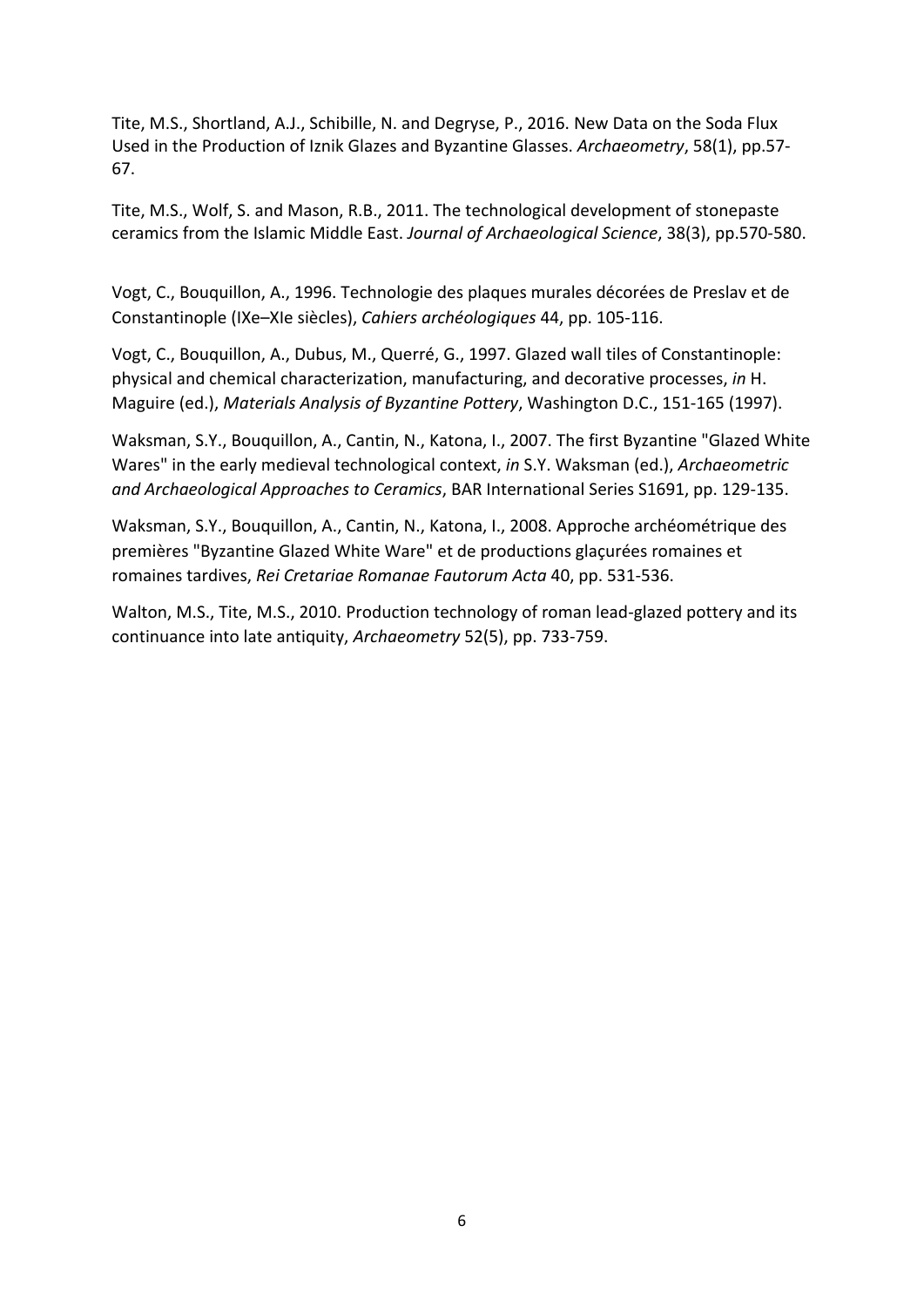Tite, M.S., Shortland, A.J., Schibille, N. and Degryse, P., 2016. New Data on the Soda Flux Used in the Production of Iznik Glazes and Byzantine Glasses. *Archaeometry*, 58(1), pp.57-67.

Tite, M.S., Wolf, S. and Mason, R.B., 2011. The technological development of stonepaste ceramics from the Islamic Middle East. *Journal of Archaeological Science*, 38(3), pp.570-580.

Vogt, C., Bouquillon, A., 1996. Technologie des plaques murales décorées de Preslav et de Constantinople (IXe–XIe siècles), *Cahiers archéologiques* 44, pp. 105-116.

Vogt, C., Bouquillon, A., Dubus, M., Querré, G., 1997. Glazed wall tiles of Constantinople: physical and chemical characterization, manufacturing, and decorative processes, *in* H. Maguire (ed.), *Materials Analysis of Byzantine Pottery*, Washington D.C., 151-165 (1997).

Waksman, S.Y., Bouquillon, A., Cantin, N., Katona, I., 2007. The first Byzantine "Glazed White Wares" in the early medieval technological context, *in* S.Y. Waksman (ed.), *Archaeometric and Archaeological Approaches to Ceramics*, BAR International Series S1691, pp. 129-135.

Waksman, S.Y., Bouquillon, A., Cantin, N., Katona, I., 2008. Approche archéométrique des premières "Byzantine Glazed White Ware" et de productions glaçurées romaines et romaines tardives, *Rei Cretariae Romanae Fautorum Acta* 40, pp. 531-536.

Walton, M.S., Tite, M.S., 2010. Production technology of roman lead-glazed pottery and its continuance into late antiquity, *Archaeometry* 52(5), pp. 733-759.